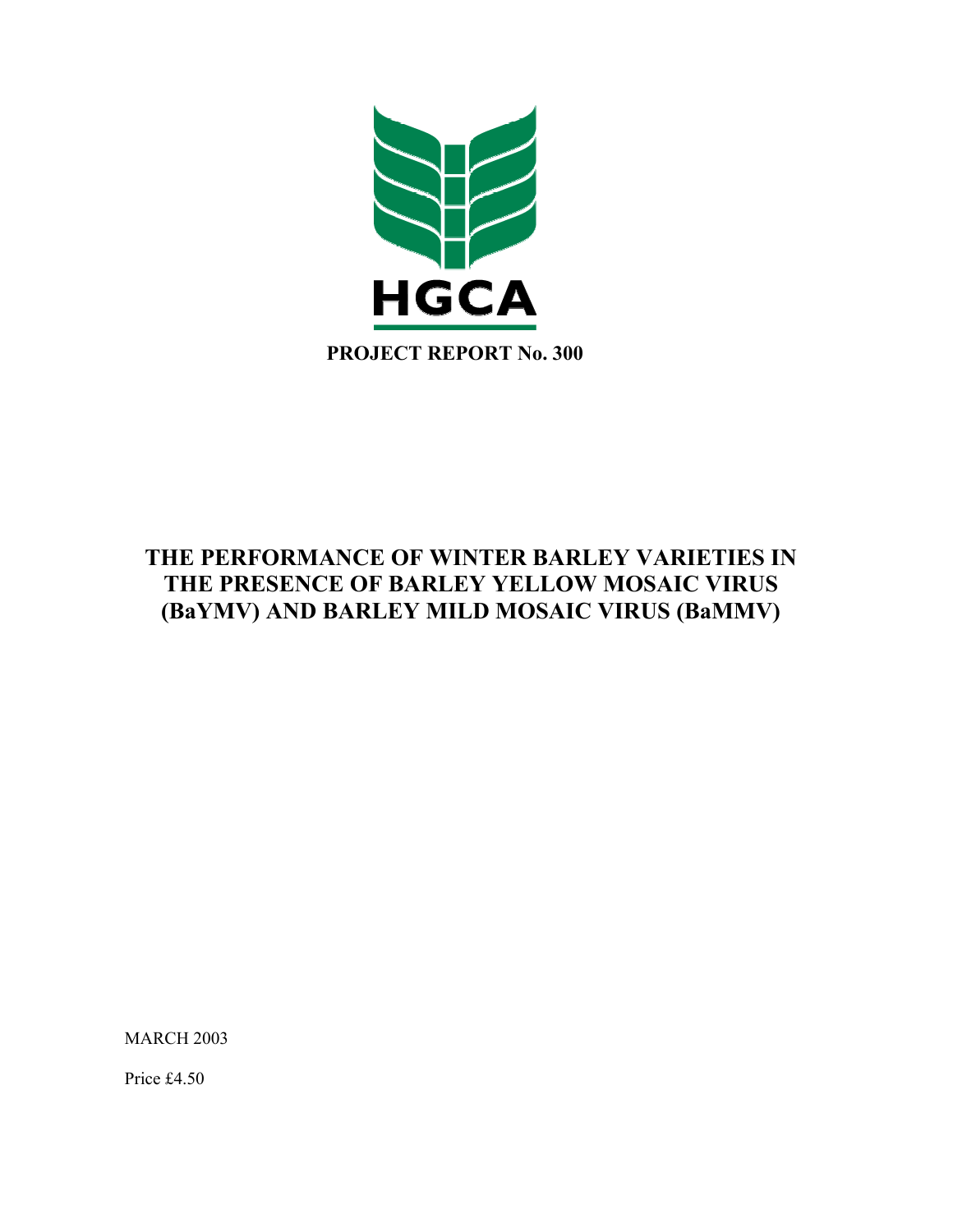HGCA

**PROJECT REPORT No. 300**

# THE PERFORMANCE OF WINTER BARLEY VARIETIES IN THE PRESENCE OF BARLEY YELLOW MOSAIC VIRUS (BaYMV) AND BARLEY MILD MOSAIC VIRUS (BaMMV)

MARCH 2003

Price £4.50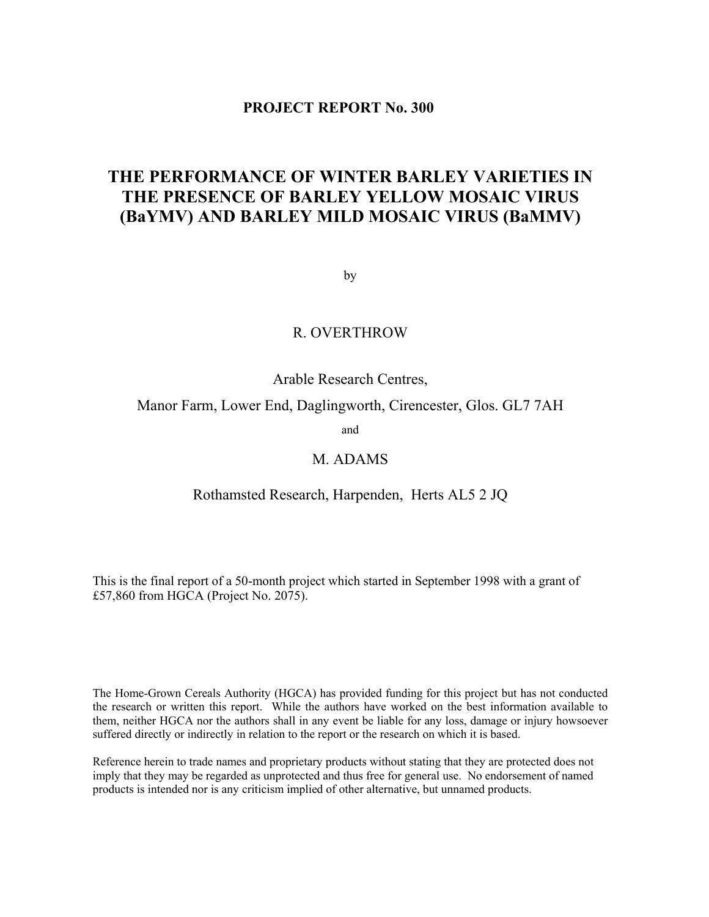**PROJECT REPORT No. 300**

# THE PERFORMANCE OF WINTER BARLEY VARIETIES IN THE PRESENCE OF BARLEY YELLOW MOSAIC VIRUS (BaYMV) AND BARLEY MILD MOSAIC VIRUS (BaMMV)

by

R. OVERTHROW

Arable Research Centres,

Manor Farm, Lower End, Daglingworth, Cirencester, Glos. GL7 7AH

and

M. ADAMS

Rothamsted Research, Harpenden, Herts AL5 2 JQ

This is the final report of a 50-month project which started in September 1998 with a grant of £57,860 from HGCA (Project No. 2075).

The Home-Grown Cereals Authority (HGCA) has provided funding for this project but has not conducted the research or written this report. While the authors have worked on the best information available to them, neither HGCA nor the authors shall in any event be liable for any loss, damage or injury howsoever suffered directly or indirectly in relation to the report or the research on which it is based.

Reference herein to trade names and proprietary products without stating that they are protected does not imply that they may be regarded as unprotected and thus free for general use. No endorsement of named products is intended nor is any criticism implied of other alternative, but unnamed products.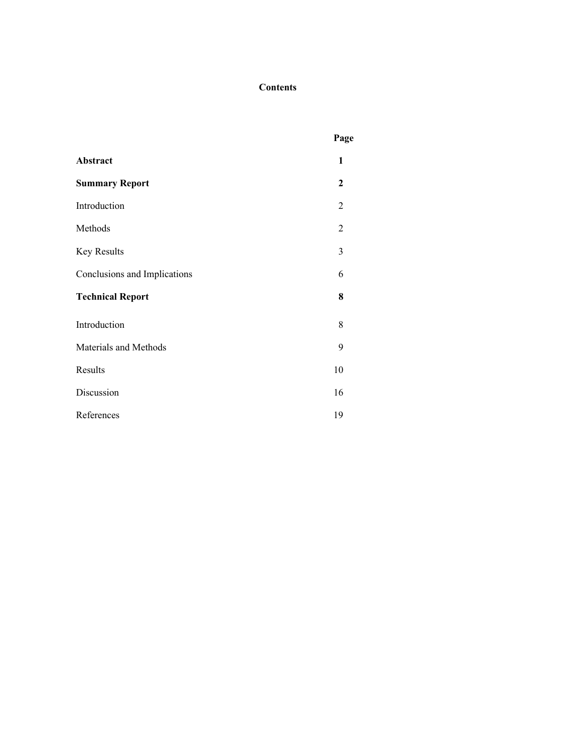# Contents

| | Page |
|---|---|
| **Abstract** | **1** |
| **Summary Report** | **2** |
| Introduction | 2 |
| Methods | 2 |
| Key Results | 3 |
| Conclusions and Implications | 6 |
| **Technical Report** | **8** |
| Introduction | 8 |
| Materials and Methods | 9 |
| Results | 10 |
| Discussion | 16 |
| References | 19 |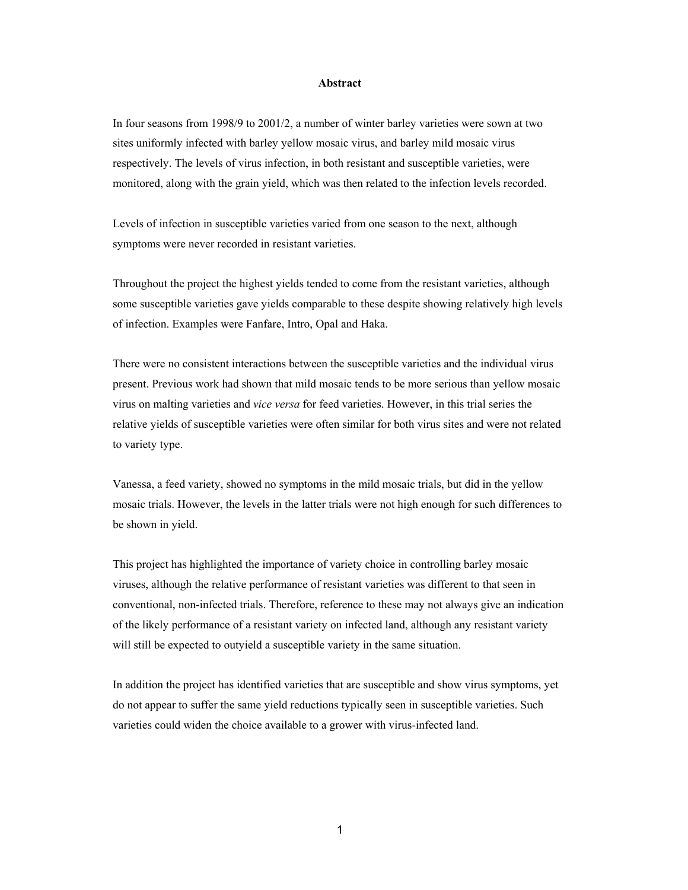## Abstract

In four seasons from 1998/9 to 2001/2, a number of winter barley varieties were sown at two sites uniformly infected with barley yellow mosaic virus, and barley mild mosaic virus respectively. The levels of virus infection, in both resistant and susceptible varieties, were monitored, along with the grain yield, which was then related to the infection levels recorded.

Levels of infection in susceptible varieties varied from one season to the next, although symptoms were never recorded in resistant varieties.

Throughout the project the highest yields tended to come from the resistant varieties, although some susceptible varieties gave yields comparable to these despite showing relatively high levels of infection. Examples were Fanfare, Intro, Opal and Haka.

There were no consistent interactions between the susceptible varieties and the individual virus present. Previous work had shown that mild mosaic tends to be more serious than yellow mosaic virus on malting varieties and *vice versa* for feed varieties. However, in this trial series the relative yields of susceptible varieties were often similar for both virus sites and were not related to variety type.

Vanessa, a feed variety, showed no symptoms in the mild mosaic trials, but did in the yellow mosaic trials. However, the levels in the latter trials were not high enough for such differences to be shown in yield.

This project has highlighted the importance of variety choice in controlling barley mosaic viruses, although the relative performance of resistant varieties was different to that seen in conventional, non-infected trials. Therefore, reference to these may not always give an indication of the likely performance of a resistant variety on infected land, although any resistant variety will still be expected to outyield a susceptible variety in the same situation.

In addition the project has identified varieties that are susceptible and show virus symptoms, yet do not appear to suffer the same yield reductions typically seen in susceptible varieties. Such varieties could widen the choice available to a grower with virus-infected land.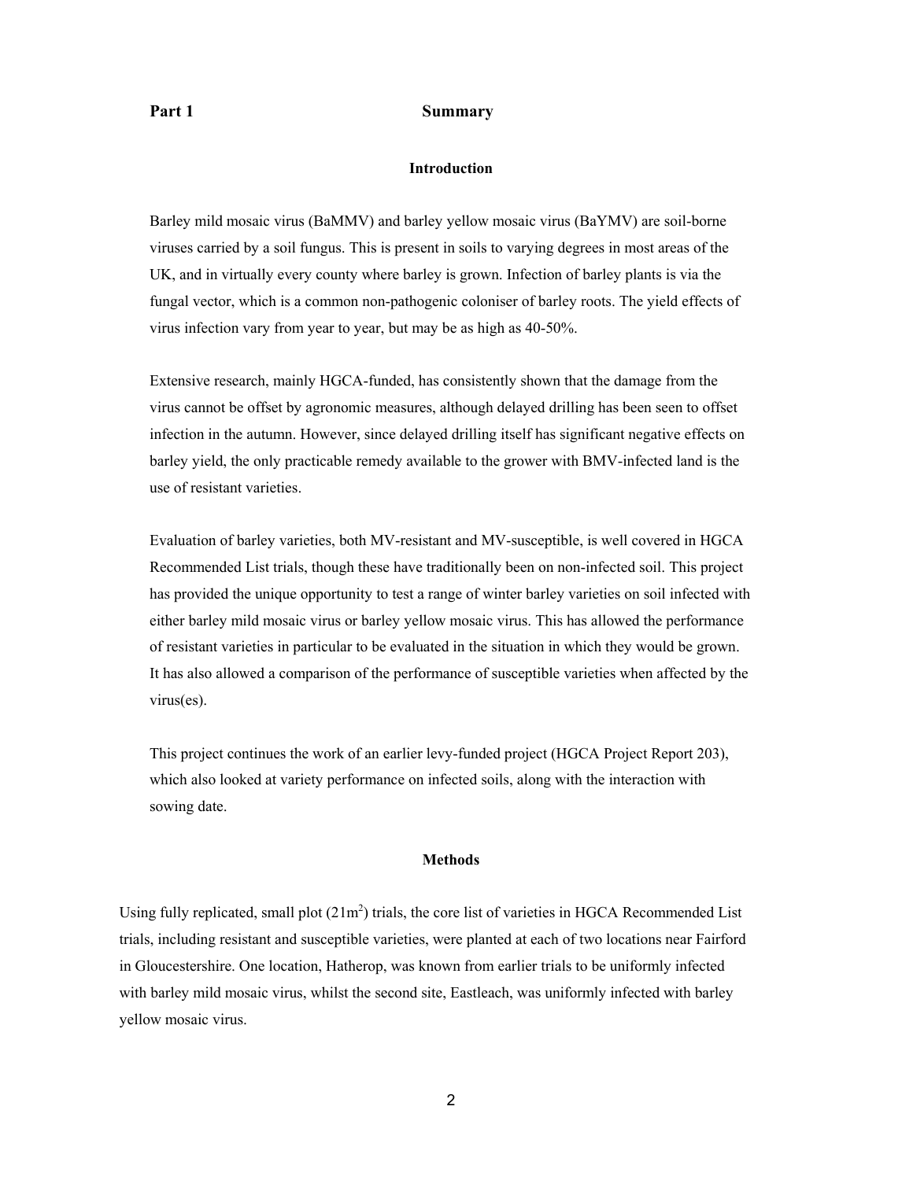**Part 1** **Summary**

### Introduction

Barley mild mosaic virus (BaMMV) and barley yellow mosaic virus (BaYMV) are soil-borne viruses carried by a soil fungus. This is present in soils to varying degrees in most areas of the UK, and in virtually every county where barley is grown. Infection of barley plants is via the fungal vector, which is a common non-pathogenic coloniser of barley roots. The yield effects of virus infection vary from year to year, but may be as high as 40-50%.

Extensive research, mainly HGCA-funded, has consistently shown that the damage from the virus cannot be offset by agronomic measures, although delayed drilling has been seen to offset infection in the autumn. However, since delayed drilling itself has significant negative effects on barley yield, the only practicable remedy available to the grower with BMV-infected land is the use of resistant varieties.

Evaluation of barley varieties, both MV-resistant and MV-susceptible, is well covered in HGCA Recommended List trials, though these have traditionally been on non-infected soil. This project has provided the unique opportunity to test a range of winter barley varieties on soil infected with either barley mild mosaic virus or barley yellow mosaic virus. This has allowed the performance of resistant varieties in particular to be evaluated in the situation in which they would be grown. It has also allowed a comparison of the performance of susceptible varieties when affected by the virus(es).

This project continues the work of an earlier levy-funded project (HGCA Project Report 203), which also looked at variety performance on infected soils, along with the interaction with sowing date.

### Methods

Using fully replicated, small plot ($21m^2$) trials, the core list of varieties in HGCA Recommended List trials, including resistant and susceptible varieties, were planted at each of two locations near Fairford in Gloucestershire. One location, Hatherop, was known from earlier trials to be uniformly infected with barley mild mosaic virus, whilst the second site, Eastleach, was uniformly infected with barley yellow mosaic virus.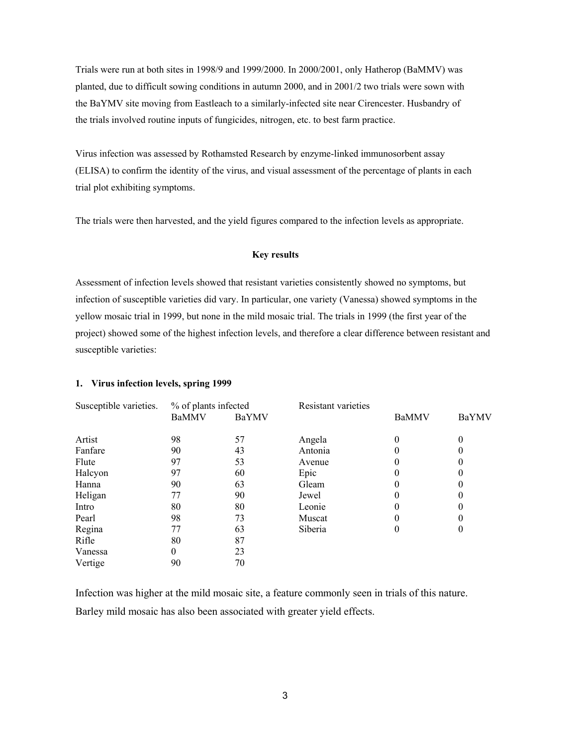Trials were run at both sites in 1998/9 and 1999/2000. In 2000/2001, only Hatherop (BaMMV) was planted, due to difficult sowing conditions in autumn 2000, and in 2001/2 two trials were sown with the BaYMV site moving from Eastleach to a similarly-infected site near Cirencester. Husbandry of the trials involved routine inputs of fungicides, nitrogen, etc. to best farm practice.

Virus infection was assessed by Rothamsted Research by enzyme-linked immunosorbent assay (ELISA) to confirm the identity of the virus, and visual assessment of the percentage of plants in each trial plot exhibiting symptoms.

The trials were then harvested, and the yield figures compared to the infection levels as appropriate.

**Key results**

Assessment of infection levels showed that resistant varieties consistently showed no symptoms, but infection of susceptible varieties did vary. In particular, one variety (Vanessa) showed symptoms in the yellow mosaic trial in 1999, but none in the mild mosaic trial. The trials in 1999 (the first year of the project) showed some of the highest infection levels, and therefore a clear difference between resistant and susceptible varieties:

**1. Virus infection levels, spring 1999**

| Susceptible varieties. | % of plants infected | | Resistant varieties | | |
|---|---|---|---|---|---|
| | BaMMV | BaYMV | | BaMMV | BaYMV |
| Artist | 98 | 57 | Angela | 0 | 0 |
| Fanfare | 90 | 43 | Antonia | 0 | 0 |
| Flute | 97 | 53 | Avenue | 0 | 0 |
| Halcyon | 97 | 60 | Epic | 0 | 0 |
| Hanna | 90 | 63 | Gleam | 0 | 0 |
| Heligan | 77 | 90 | Jewel | 0 | 0 |
| Intro | 80 | 80 | Leonie | 0 | 0 |
| Pearl | 98 | 73 | Muscat | 0 | 0 |
| Regina | 77 | 63 | Siberia | 0 | 0 |
| Rifle | 80 | 87 | | | |
| Vanessa | 0 | 23 | | | |
| Vertige | 90 | 70 | | | |

Infection was higher at the mild mosaic site, a feature commonly seen in trials of this nature. Barley mild mosaic has also been associated with greater yield effects.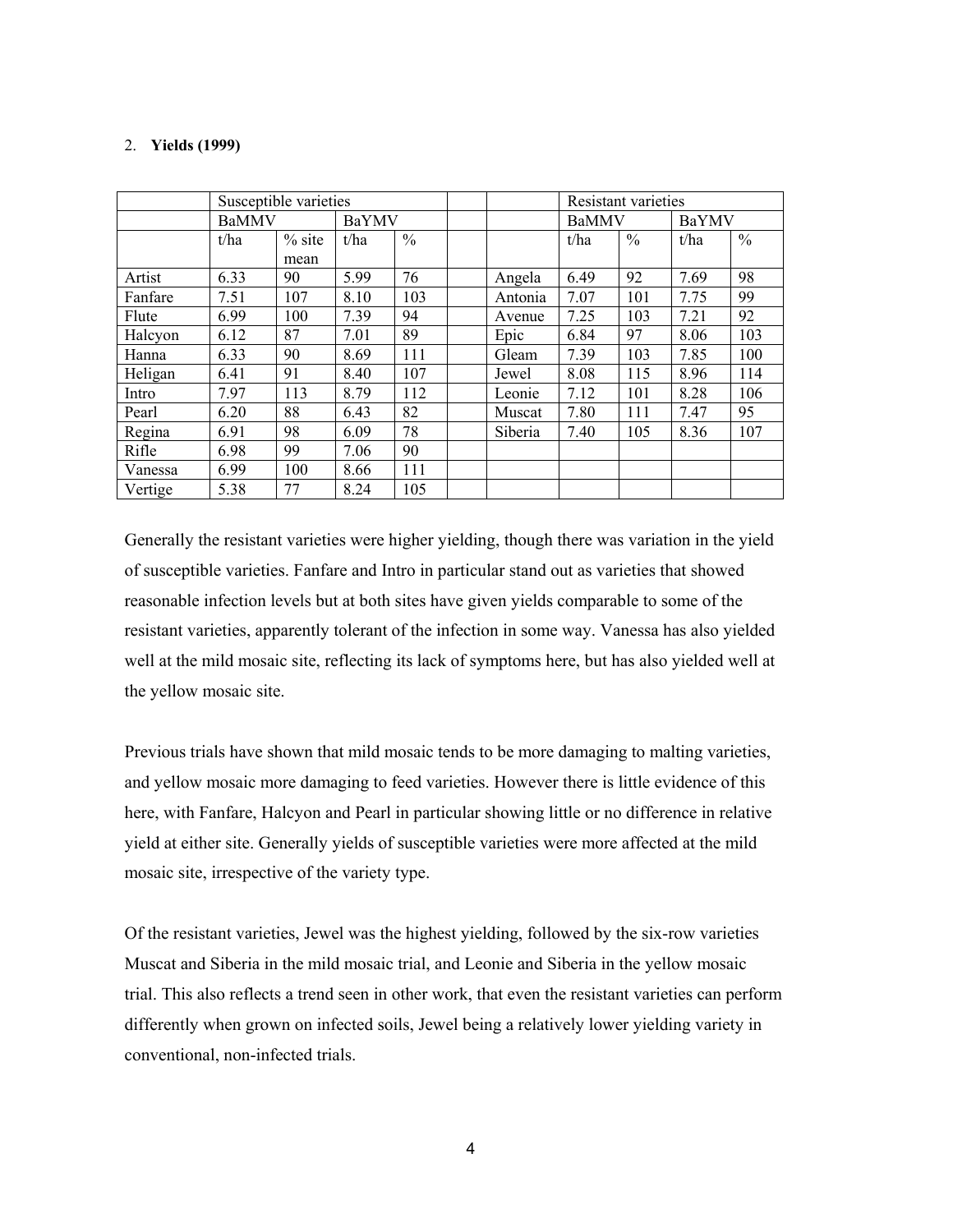2. **Yields (1999)**

| | Susceptible varieties | | | | | | Resistant varieties | | | |
|---|---|---|---|---|---|---|---|---|---|---|
| | BaMMV | | BaYMV | | | | BaMMV | | BaYMV | |
| | t/ha | % site mean | t/ha | % | | | t/ha | % | t/ha | % |
| Artist | 6.33 | 90 | 5.99 | 76 | | Angela | 6.49 | 92 | 7.69 | 98 |
| Fanfare | 7.51 | 107 | 8.10 | 103 | | Antonia | 7.07 | 101 | 7.75 | 99 |
| Flute | 6.99 | 100 | 7.39 | 94 | | Avenue | 7.25 | 103 | 7.21 | 92 |
| Halcyon | 6.12 | 87 | 7.01 | 89 | | Epic | 6.84 | 97 | 8.06 | 103 |
| Hanna | 6.33 | 90 | 8.69 | 111 | | Gleam | 7.39 | 103 | 7.85 | 100 |
| Heligan | 6.41 | 91 | 8.40 | 107 | | Jewel | 8.08 | 115 | 8.96 | 114 |
| Intro | 7.97 | 113 | 8.79 | 112 | | Leonie | 7.12 | 101 | 8.28 | 106 |
| Pearl | 6.20 | 88 | 6.43 | 82 | | Muscat | 7.80 | 111 | 7.47 | 95 |
| Regina | 6.91 | 98 | 6.09 | 78 | | Siberia | 7.40 | 105 | 8.36 | 107 |
| Rifle | 6.98 | 99 | 7.06 | 90 | | | | | | |
| Vanessa | 6.99 | 100 | 8.66 | 111 | | | | | | |
| Vertige | 5.38 | 77 | 8.24 | 105 | | | | | | |

Generally the resistant varieties were higher yielding, though there was variation in the yield of susceptible varieties. Fanfare and Intro in particular stand out as varieties that showed reasonable infection levels but at both sites have given yields comparable to some of the resistant varieties, apparently tolerant of the infection in some way. Vanessa has also yielded well at the mild mosaic site, reflecting its lack of symptoms here, but has also yielded well at the yellow mosaic site.

Previous trials have shown that mild mosaic tends to be more damaging to malting varieties, and yellow mosaic more damaging to feed varieties. However there is little evidence of this here, with Fanfare, Halcyon and Pearl in particular showing little or no difference in relative yield at either site. Generally yields of susceptible varieties were more affected at the mild mosaic site, irrespective of the variety type.

Of the resistant varieties, Jewel was the highest yielding, followed by the six-row varieties Muscat and Siberia in the mild mosaic trial, and Leonie and Siberia in the yellow mosaic trial. This also reflects a trend seen in other work, that even the resistant varieties can perform differently when grown on infected soils, Jewel being a relatively lower yielding variety in conventional, non-infected trials.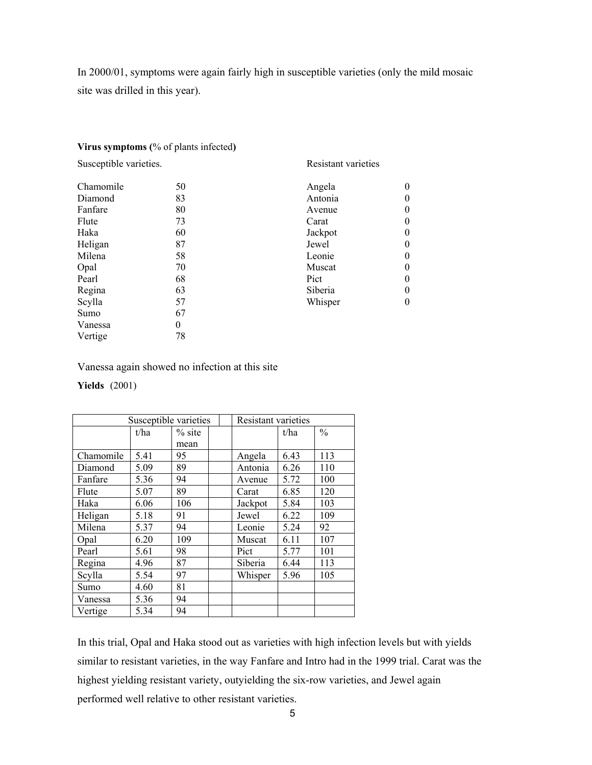In 2000/01, symptoms were again fairly high in susceptible varieties (only the mild mosaic site was drilled in this year).

**Virus symptoms (**% of plants infected**)**

| Susceptible varieties. | | Resistant varieties | |
|---|---|---|---|
| Chamomile | 50 | Angela | 0 |
| Diamond | 83 | Antonia | 0 |
| Fanfare | 80 | Avenue | 0 |
| Flute | 73 | Carat | 0 |
| Haka | 60 | Jackpot | 0 |
| Heligan | 87 | Jewel | 0 |
| Milena | 58 | Leonie | 0 |
| Opal | 70 | Muscat | 0 |
| Pearl | 68 | Pict | 0 |
| Regina | 63 | Siberia | 0 |
| Scylla | 57 | Whisper | 0 |
| Sumo | 67 | | |
| Vanessa | 0 | | |
| Vertige | 78 | | |

Vanessa again showed no infection at this site

**Yields** (2001)

| Susceptible varieties | | | | Resistant varieties | | |
|---|---|---|---|---|---|---|
| | t/ha | % site mean | | | t/ha | % |
| Chamomile | 5.41 | 95 | | Angela | 6.43 | 113 |
| Diamond | 5.09 | 89 | | Antonia | 6.26 | 110 |
| Fanfare | 5.36 | 94 | | Avenue | 5.72 | 100 |
| Flute | 5.07 | 89 | | Carat | 6.85 | 120 |
| Haka | 6.06 | 106 | | Jackpot | 5.84 | 103 |
| Heligan | 5.18 | 91 | | Jewel | 6.22 | 109 |
| Milena | 5.37 | 94 | | Leonie | 5.24 | 92 |
| Opal | 6.20 | 109 | | Muscat | 6.11 | 107 |
| Pearl | 5.61 | 98 | | Pict | 5.77 | 101 |
| Regina | 4.96 | 87 | | Siberia | 6.44 | 113 |
| Scylla | 5.54 | 97 | | Whisper | 5.96 | 105 |
| Sumo | 4.60 | 81 | | | | |
| Vanessa | 5.36 | 94 | | | | |
| Vertige | 5.34 | 94 | | | | |

In this trial, Opal and Haka stood out as varieties with high infection levels but with yields similar to resistant varieties, in the way Fanfare and Intro had in the 1999 trial. Carat was the highest yielding resistant variety, outyielding the six-row varieties, and Jewel again performed well relative to other resistant varieties.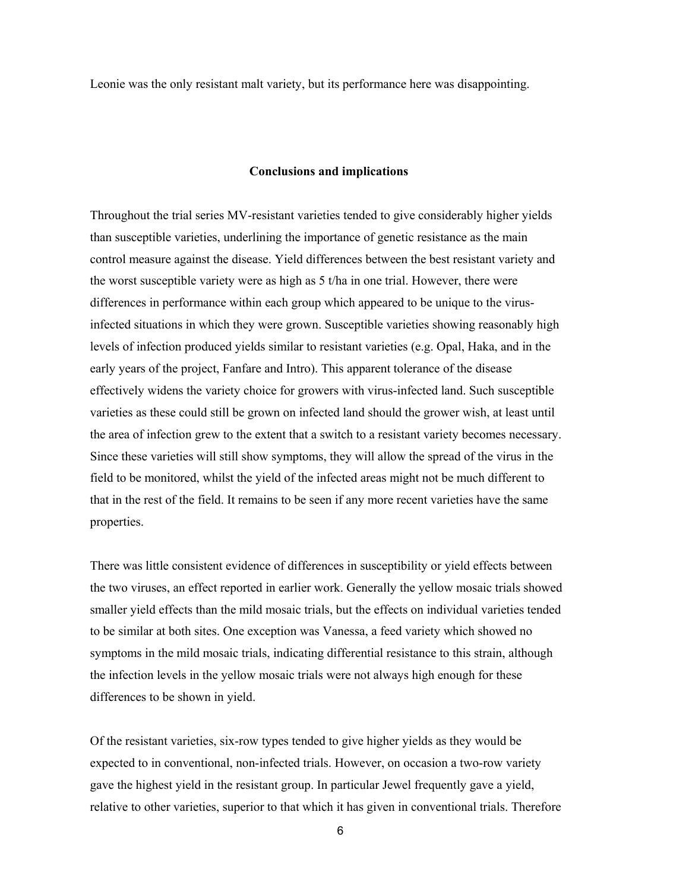Leonie was the only resistant malt variety, but its performance here was disappointing.

## Conclusions and implications

Throughout the trial series MV-resistant varieties tended to give considerably higher yields than susceptible varieties, underlining the importance of genetic resistance as the main control measure against the disease. Yield differences between the best resistant variety and the worst susceptible variety were as high as 5 t/ha in one trial. However, there were differences in performance within each group which appeared to be unique to the virus-infected situations in which they were grown. Susceptible varieties showing reasonably high levels of infection produced yields similar to resistant varieties (e.g. Opal, Haka, and in the early years of the project, Fanfare and Intro). This apparent tolerance of the disease effectively widens the variety choice for growers with virus-infected land. Such susceptible varieties as these could still be grown on infected land should the grower wish, at least until the area of infection grew to the extent that a switch to a resistant variety becomes necessary. Since these varieties will still show symptoms, they will allow the spread of the virus in the field to be monitored, whilst the yield of the infected areas might not be much different to that in the rest of the field. It remains to be seen if any more recent varieties have the same properties.

There was little consistent evidence of differences in susceptibility or yield effects between the two viruses, an effect reported in earlier work. Generally the yellow mosaic trials showed smaller yield effects than the mild mosaic trials, but the effects on individual varieties tended to be similar at both sites. One exception was Vanessa, a feed variety which showed no symptoms in the mild mosaic trials, indicating differential resistance to this strain, although the infection levels in the yellow mosaic trials were not always high enough for these differences to be shown in yield.

Of the resistant varieties, six-row types tended to give higher yields as they would be expected to in conventional, non-infected trials. However, on occasion a two-row variety gave the highest yield in the resistant group. In particular Jewel frequently gave a yield, relative to other varieties, superior to that which it has given in conventional trials. Therefore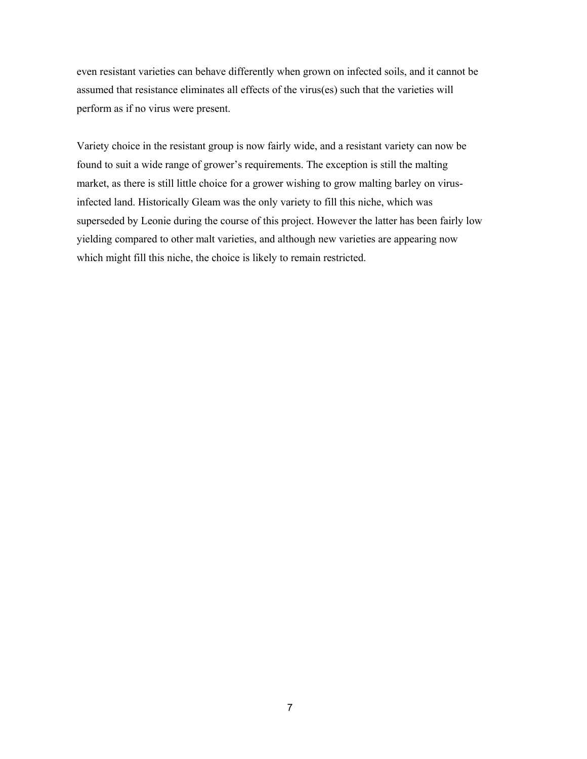even resistant varieties can behave differently when grown on infected soils, and it cannot be assumed that resistance eliminates all effects of the virus(es) such that the varieties will perform as if no virus were present.

Variety choice in the resistant group is now fairly wide, and a resistant variety can now be found to suit a wide range of grower's requirements. The exception is still the malting market, as there is still little choice for a grower wishing to grow malting barley on virus-infected land. Historically Gleam was the only variety to fill this niche, which was superseded by Leonie during the course of this project. However the latter has been fairly low yielding compared to other malt varieties, and although new varieties are appearing now which might fill this niche, the choice is likely to remain restricted.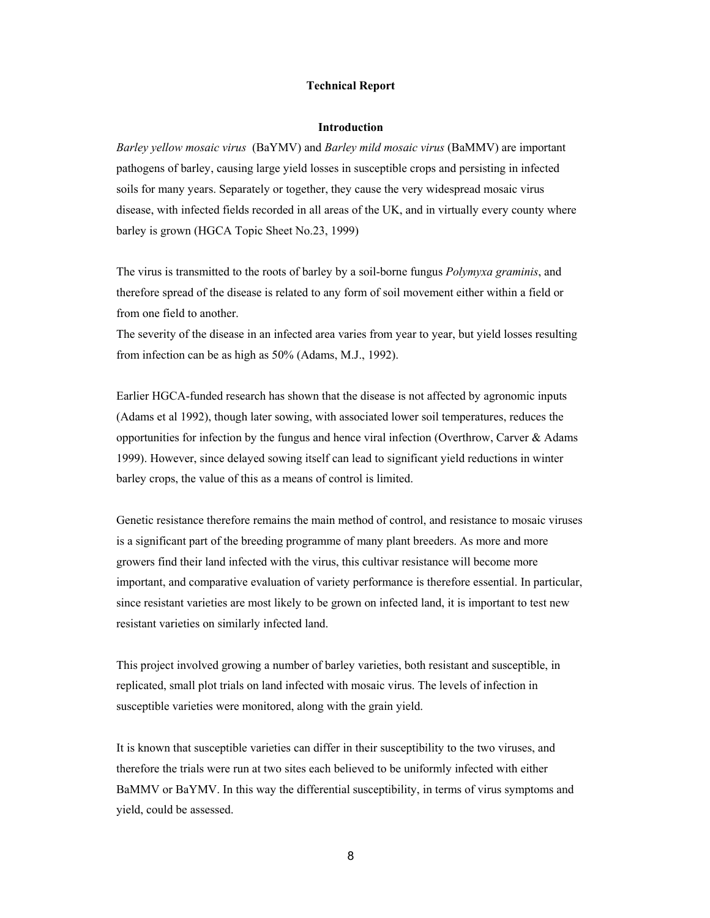# Technical Report

## Introduction

*Barley yellow mosaic virus* (BaYMV) and *Barley mild mosaic virus* (BaMMV) are important pathogens of barley, causing large yield losses in susceptible crops and persisting in infected soils for many years. Separately or together, they cause the very widespread mosaic virus disease, with infected fields recorded in all areas of the UK, and in virtually every county where barley is grown (HGCA Topic Sheet No.23, 1999)

The virus is transmitted to the roots of barley by a soil-borne fungus *Polymyxa graminis*, and therefore spread of the disease is related to any form of soil movement either within a field or from one field to another.

The severity of the disease in an infected area varies from year to year, but yield losses resulting from infection can be as high as 50% (Adams, M.J., 1992).

Earlier HGCA-funded research has shown that the disease is not affected by agronomic inputs (Adams et al 1992), though later sowing, with associated lower soil temperatures, reduces the opportunities for infection by the fungus and hence viral infection (Overthrow, Carver & Adams 1999). However, since delayed sowing itself can lead to significant yield reductions in winter barley crops, the value of this as a means of control is limited.

Genetic resistance therefore remains the main method of control, and resistance to mosaic viruses is a significant part of the breeding programme of many plant breeders. As more and more growers find their land infected with the virus, this cultivar resistance will become more important, and comparative evaluation of variety performance is therefore essential. In particular, since resistant varieties are most likely to be grown on infected land, it is important to test new resistant varieties on similarly infected land.

This project involved growing a number of barley varieties, both resistant and susceptible, in replicated, small plot trials on land infected with mosaic virus. The levels of infection in susceptible varieties were monitored, along with the grain yield.

It is known that susceptible varieties can differ in their susceptibility to the two viruses, and therefore the trials were run at two sites each believed to be uniformly infected with either BaMMV or BaYMV. In this way the differential susceptibility, in terms of virus symptoms and yield, could be assessed.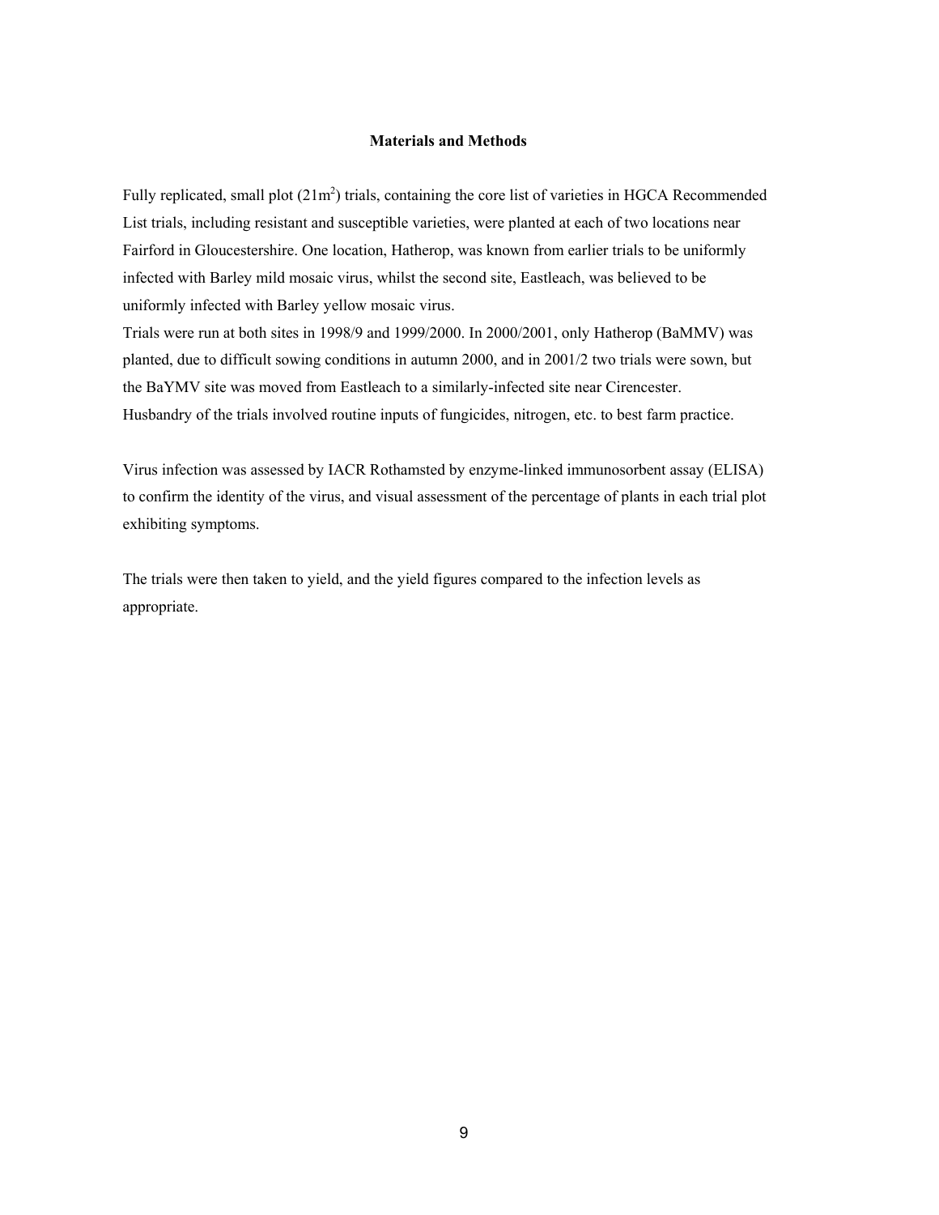## Materials and Methods

Fully replicated, small plot ($21m^2$) trials, containing the core list of varieties in HGCA Recommended List trials, including resistant and susceptible varieties, were planted at each of two locations near Fairford in Gloucestershire. One location, Hatherop, was known from earlier trials to be uniformly infected with Barley mild mosaic virus, whilst the second site, Eastleach, was believed to be uniformly infected with Barley yellow mosaic virus.

Trials were run at both sites in 1998/9 and 1999/2000. In 2000/2001, only Hatherop (BaMMV) was planted, due to difficult sowing conditions in autumn 2000, and in 2001/2 two trials were sown, but the BaYMV site was moved from Eastleach to a similarly-infected site near Cirencester.

Husbandry of the trials involved routine inputs of fungicides, nitrogen, etc. to best farm practice.

Virus infection was assessed by IACR Rothamsted by enzyme-linked immunosorbent assay (ELISA) to confirm the identity of the virus, and visual assessment of the percentage of plants in each trial plot exhibiting symptoms.

The trials were then taken to yield, and the yield figures compared to the infection levels as appropriate.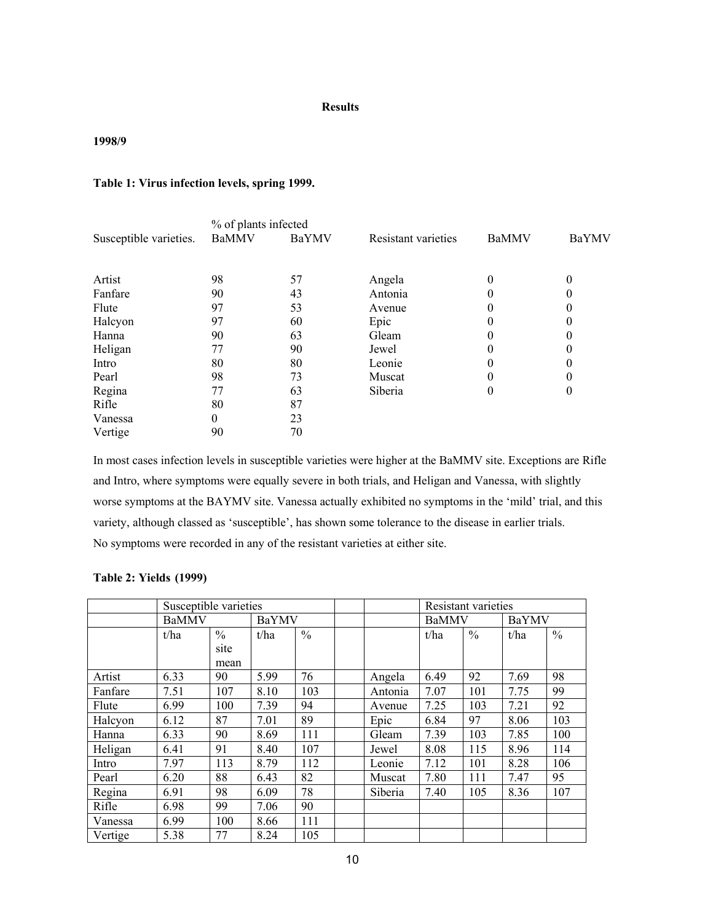# Results

## 1998/9

### Table 1: Virus infection levels, spring 1999.

| Susceptible varieties. | % of plants infected BaMMV | BaYMV | Resistant varieties | BaMMV | BaYMV |
|---|---|---|---|---|---|
| Artist | 98 | 57 | Angela | 0 | 0 |
| Fanfare | 90 | 43 | Antonia | 0 | 0 |
| Flute | 97 | 53 | Avenue | 0 | 0 |
| Halcyon | 97 | 60 | Epic | 0 | 0 |
| Hanna | 90 | 63 | Gleam | 0 | 0 |
| Heligan | 77 | 90 | Jewel | 0 | 0 |
| Intro | 80 | 80 | Leonie | 0 | 0 |
| Pearl | 98 | 73 | Muscat | 0 | 0 |
| Regina | 77 | 63 | Siberia | 0 | 0 |
| Rifle | 80 | 87 | | | |
| Vanessa | 0 | 23 | | | |
| Vertige | 90 | 70 | | | |

In most cases infection levels in susceptible varieties were higher at the BaMMV site. Exceptions are Rifle and Intro, where symptoms were equally severe in both trials, and Heligan and Vanessa, with slightly worse symptoms at the BAYMV site. Vanessa actually exhibited no symptoms in the 'mild' trial, and this variety, although classed as 'susceptible', has shown some tolerance to the disease in earlier trials. No symptoms were recorded in any of the resistant varieties at either site.

### Table 2: Yields (1999)

| | Susceptible varieties | | | | | | Resistant varieties | | | |
|---|---|---|---|---|---|---|---|---|---|---|
| | BaMMV | | BaYMV | | | | BaMMV | | BaYMV | |
| | t/ha | % site mean | t/ha | % | | | t/ha | % | t/ha | % |
| Artist | 6.33 | 90 | 5.99 | 76 | | Angela | 6.49 | 92 | 7.69 | 98 |
| Fanfare | 7.51 | 107 | 8.10 | 103 | | Antonia | 7.07 | 101 | 7.75 | 99 |
| Flute | 6.99 | 100 | 7.39 | 94 | | Avenue | 7.25 | 103 | 7.21 | 92 |
| Halcyon | 6.12 | 87 | 7.01 | 89 | | Epic | 6.84 | 97 | 8.06 | 103 |
| Hanna | 6.33 | 90 | 8.69 | 111 | | Gleam | 7.39 | 103 | 7.85 | 100 |
| Heligan | 6.41 | 91 | 8.40 | 107 | | Jewel | 8.08 | 115 | 8.96 | 114 |
| Intro | 7.97 | 113 | 8.79 | 112 | | Leonie | 7.12 | 101 | 8.28 | 106 |
| Pearl | 6.20 | 88 | 6.43 | 82 | | Muscat | 7.80 | 111 | 7.47 | 95 |
| Regina | 6.91 | 98 | 6.09 | 78 | | Siberia | 7.40 | 105 | 8.36 | 107 |
| Rifle | 6.98 | 99 | 7.06 | 90 | | | | | | |
| Vanessa | 6.99 | 100 | 8.66 | 111 | | | | | | |
| Vertige | 5.38 | 77 | 8.24 | 105 | | | | | | |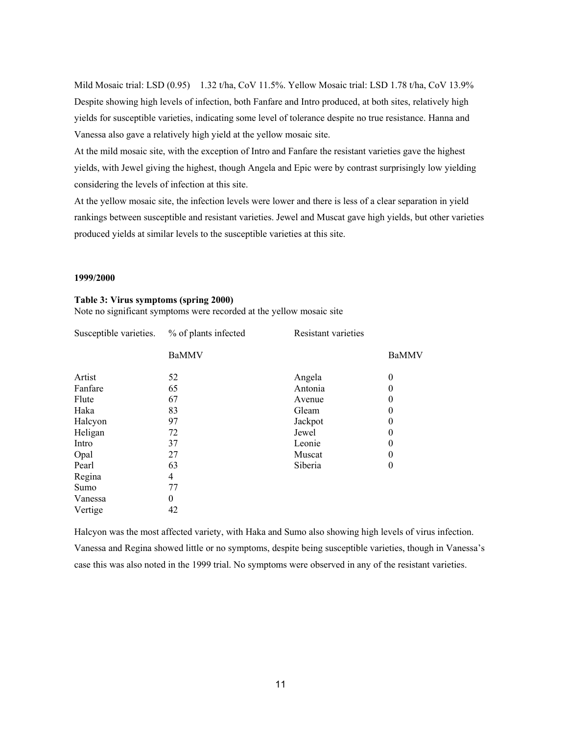Mild Mosaic trial: LSD (0.95) 1.32 t/ha, CoV 11.5%. Yellow Mosaic trial: LSD 1.78 t/ha, CoV 13.9%

Despite showing high levels of infection, both Fanfare and Intro produced, at both sites, relatively high yields for susceptible varieties, indicating some level of tolerance despite no true resistance. Hanna and Vanessa also gave a relatively high yield at the yellow mosaic site.

At the mild mosaic site, with the exception of Intro and Fanfare the resistant varieties gave the highest yields, with Jewel giving the highest, though Angela and Epic were by contrast surprisingly low yielding considering the levels of infection at this site.

At the yellow mosaic site, the infection levels were lower and there is less of a clear separation in yield rankings between susceptible and resistant varieties. Jewel and Muscat gave high yields, but other varieties produced yields at similar levels to the susceptible varieties at this site.

**1999/2000**

**Table 3: Virus symptoms (spring 2000)**

Note no significant symptoms were recorded at the yellow mosaic site

| Susceptible varieties. | % of plants infected | Resistant varieties | |
|---|---|---|---|
| | BaMMV | | BaMMV |
| Artist | 52 | Angela | 0 |
| Fanfare | 65 | Antonia | 0 |
| Flute | 67 | Avenue | 0 |
| Haka | 83 | Gleam | 0 |
| Halcyon | 97 | Jackpot | 0 |
| Heligan | 72 | Jewel | 0 |
| Intro | 37 | Leonie | 0 |
| Opal | 27 | Muscat | 0 |
| Pearl | 63 | Siberia | 0 |
| Regina | 4 | | |
| Sumo | 77 | | |
| Vanessa | 0 | | |
| Vertige | 42 | | |

Halcyon was the most affected variety, with Haka and Sumo also showing high levels of virus infection. Vanessa and Regina showed little or no symptoms, despite being susceptible varieties, though in Vanessa's case this was also noted in the 1999 trial. No symptoms were observed in any of the resistant varieties.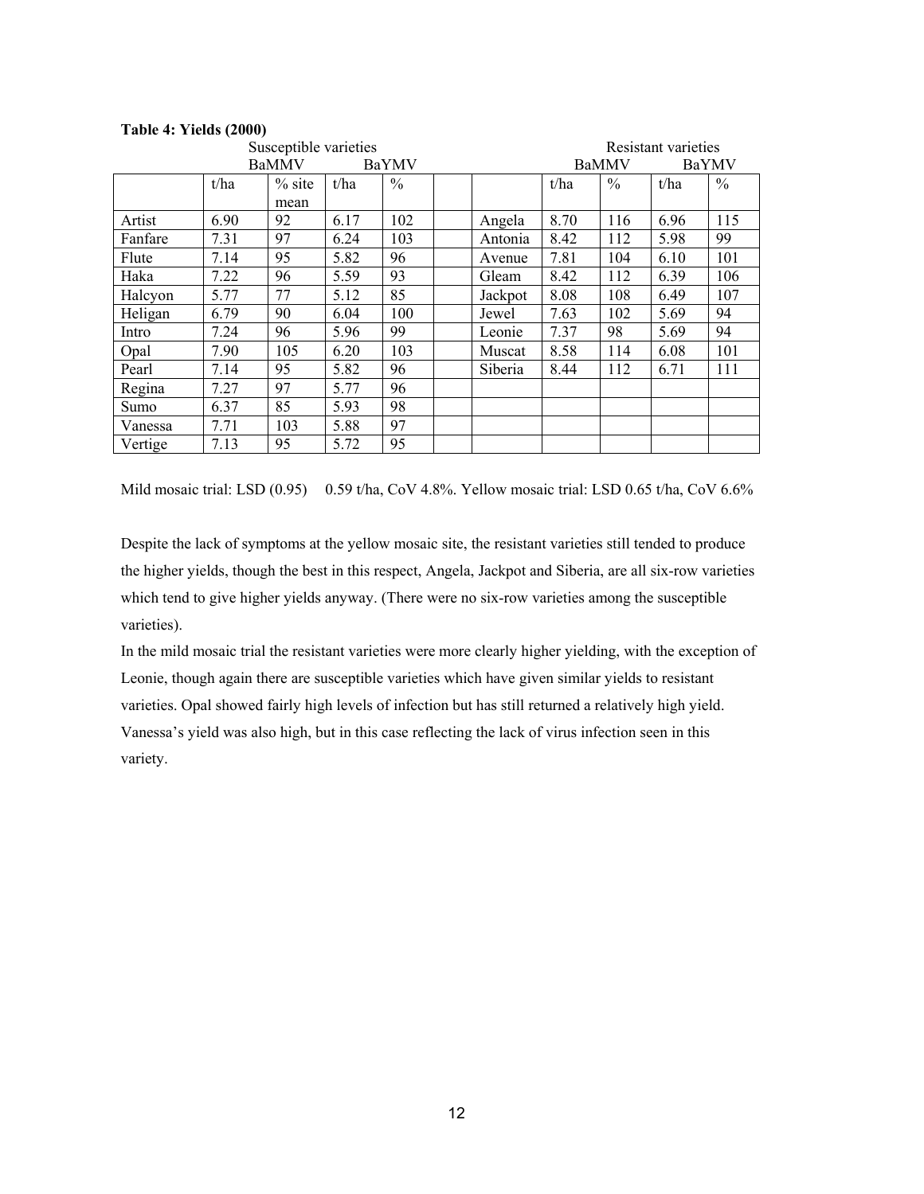**Table 4: Yields (2000)**

| | Susceptible varieties | | | | | | Resistant varieties | | | |
|---|---|---|---|---|---|---|---|---|---|---|
| | BaMMV | | BaYMV | | | | BaMMV | | BaYMV | |
| | t/ha | % site mean | t/ha | % | | | t/ha | % | t/ha | % |
| Artist | 6.90 | 92 | 6.17 | 102 | | Angela | 8.70 | 116 | 6.96 | 115 |
| Fanfare | 7.31 | 97 | 6.24 | 103 | | Antonia | 8.42 | 112 | 5.98 | 99 |
| Flute | 7.14 | 95 | 5.82 | 96 | | Avenue | 7.81 | 104 | 6.10 | 101 |
| Haka | 7.22 | 96 | 5.59 | 93 | | Gleam | 8.42 | 112 | 6.39 | 106 |
| Halcyon | 5.77 | 77 | 5.12 | 85 | | Jackpot | 8.08 | 108 | 6.49 | 107 |
| Heligan | 6.79 | 90 | 6.04 | 100 | | Jewel | 7.63 | 102 | 5.69 | 94 |
| Intro | 7.24 | 96 | 5.96 | 99 | | Leonie | 7.37 | 98 | 5.69 | 94 |
| Opal | 7.90 | 105 | 6.20 | 103 | | Muscat | 8.58 | 114 | 6.08 | 101 |
| Pearl | 7.14 | 95 | 5.82 | 96 | | Siberia | 8.44 | 112 | 6.71 | 111 |
| Regina | 7.27 | 97 | 5.77 | 96 | | | | | | |
| Sumo | 6.37 | 85 | 5.93 | 98 | | | | | | |
| Vanessa | 7.71 | 103 | 5.88 | 97 | | | | | | |
| Vertige | 7.13 | 95 | 5.72 | 95 | | | | | | |

Mild mosaic trial: LSD (0.95) 0.59 t/ha, CoV 4.8%. Yellow mosaic trial: LSD 0.65 t/ha, CoV 6.6%

Despite the lack of symptoms at the yellow mosaic site, the resistant varieties still tended to produce the higher yields, though the best in this respect, Angela, Jackpot and Siberia, are all six-row varieties which tend to give higher yields anyway. (There were no six-row varieties among the susceptible varieties).

In the mild mosaic trial the resistant varieties were more clearly higher yielding, with the exception of Leonie, though again there are susceptible varieties which have given similar yields to resistant varieties. Opal showed fairly high levels of infection but has still returned a relatively high yield. Vanessa's yield was also high, but in this case reflecting the lack of virus infection seen in this variety.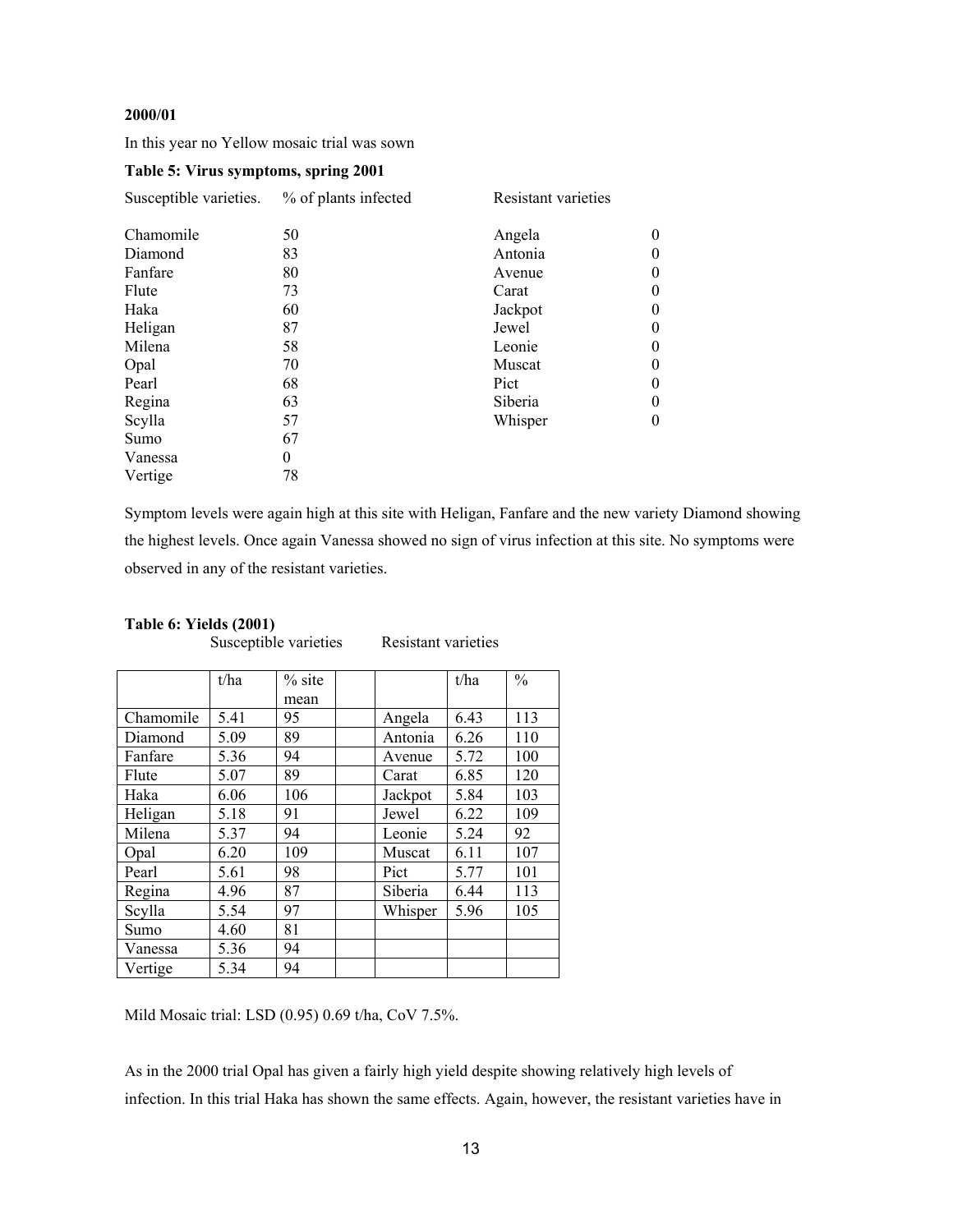**2000/01**

In this year no Yellow mosaic trial was sown

**Table 5: Virus symptoms, spring 2001**

| Susceptible varieties. | % of plants infected | Resistant varieties | |
|---|---|---|---|
| Chamomile | 50 | Angela | 0 |
| Diamond | 83 | Antonia | 0 |
| Fanfare | 80 | Avenue | 0 |
| Flute | 73 | Carat | 0 |
| Haka | 60 | Jackpot | 0 |
| Heligan | 87 | Jewel | 0 |
| Milena | 58 | Leonie | 0 |
| Opal | 70 | Muscat | 0 |
| Pearl | 68 | Pict | 0 |
| Regina | 63 | Siberia | 0 |
| Scylla | 57 | Whisper | 0 |
| Sumo | 67 | | |
| Vanessa | 0 | | |
| Vertige | 78 | | |

Symptom levels were again high at this site with Heligan, Fanfare and the new variety Diamond showing the highest levels. Once again Vanessa showed no sign of virus infection at this site. No symptoms were observed in any of the resistant varieties.

**Table 6: Yields (2001)**

| Susceptible varieties | | | | Resistant varieties | | |
|---|---|---|---|---|---|---|
| | t/ha | % site mean | | | t/ha | % |
| Chamomile | 5.41 | 95 | | Angela | 6.43 | 113 |
| Diamond | 5.09 | 89 | | Antonia | 6.26 | 110 |
| Fanfare | 5.36 | 94 | | Avenue | 5.72 | 100 |
| Flute | 5.07 | 89 | | Carat | 6.85 | 120 |
| Haka | 6.06 | 106 | | Jackpot | 5.84 | 103 |
| Heligan | 5.18 | 91 | | Jewel | 6.22 | 109 |
| Milena | 5.37 | 94 | | Leonie | 5.24 | 92 |
| Opal | 6.20 | 109 | | Muscat | 6.11 | 107 |
| Pearl | 5.61 | 98 | | Pict | 5.77 | 101 |
| Regina | 4.96 | 87 | | Siberia | 6.44 | 113 |
| Scylla | 5.54 | 97 | | Whisper | 5.96 | 105 |
| Sumo | 4.60 | 81 | | | | |
| Vanessa | 5.36 | 94 | | | | |
| Vertige | 5.34 | 94 | | | | |

Mild Mosaic trial: LSD (0.95) 0.69 t/ha, CoV 7.5%.

As in the 2000 trial Opal has given a fairly high yield despite showing relatively high levels of infection. In this trial Haka has shown the same effects. Again, however, the resistant varieties have in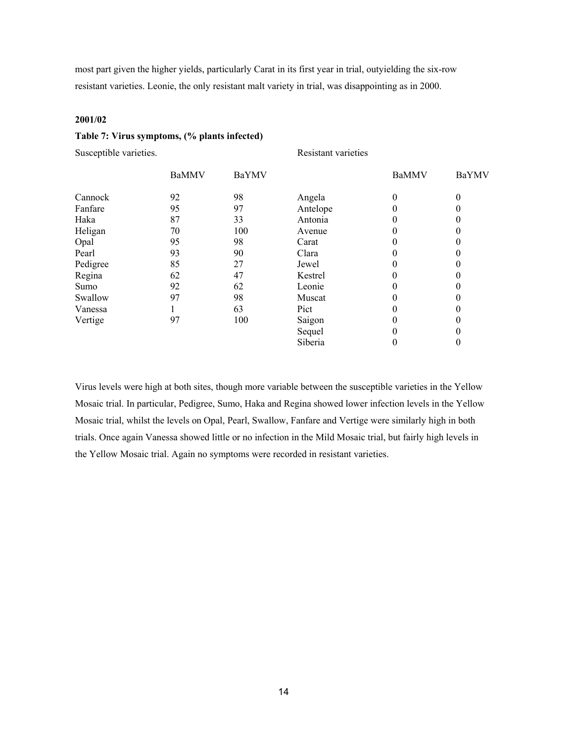most part given the higher yields, particularly Carat in its first year in trial, outyielding the six-row resistant varieties. Leonie, the only resistant malt variety in trial, was disappointing as in 2000.

**2001/02**

**Table 7: Virus symptoms, (% plants infected)**

| Susceptible varieties. | | | Resistant varieties | | |
|---|---|---|---|---|---|
| | BaMMV | BaYMV | | BaMMV | BaYMV |
| Cannock | 92 | 98 | Angela | 0 | 0 |
| Fanfare | 95 | 97 | Antelope | 0 | 0 |
| Haka | 87 | 33 | Antonia | 0 | 0 |
| Heligan | 70 | 100 | Avenue | 0 | 0 |
| Opal | 95 | 98 | Carat | 0 | 0 |
| Pearl | 93 | 90 | Clara | 0 | 0 |
| Pedigree | 85 | 27 | Jewel | 0 | 0 |
| Regina | 62 | 47 | Kestrel | 0 | 0 |
| Sumo | 92 | 62 | Leonie | 0 | 0 |
| Swallow | 97 | 98 | Muscat | 0 | 0 |
| Vanessa | 1 | 63 | Pict | 0 | 0 |
| Vertige | 97 | 100 | Saigon | 0 | 0 |
| | | | Sequel | 0 | 0 |
| | | | Siberia | 0 | 0 |

Virus levels were high at both sites, though more variable between the susceptible varieties in the Yellow Mosaic trial. In particular, Pedigree, Sumo, Haka and Regina showed lower infection levels in the Yellow Mosaic trial, whilst the levels on Opal, Pearl, Swallow, Fanfare and Vertige were similarly high in both trials. Once again Vanessa showed little or no infection in the Mild Mosaic trial, but fairly high levels in the Yellow Mosaic trial. Again no symptoms were recorded in resistant varieties.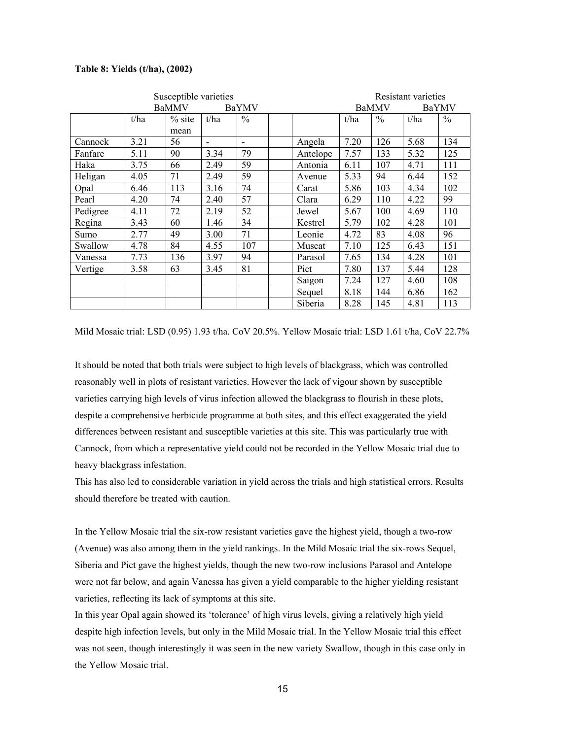**Table 8: Yields (t/ha), (2002)**

| | Susceptible varieties | | | | | | Resistant varieties | | | |
|---|---|---|---|---|---|---|---|---|---|---|
| | BaMMV | | BaYMV | | | | BaMMV | | BaYMV | |
| | t/ha | % site mean | t/ha | % | | | t/ha | % | t/ha | % |
| Cannock | 3.21 | 56 | - | - | | Angela | 7.20 | 126 | 5.68 | 134 |
| Fanfare | 5.11 | 90 | 3.34 | 79 | | Antelope | 7.57 | 133 | 5.32 | 125 |
| Haka | 3.75 | 66 | 2.49 | 59 | | Antonia | 6.11 | 107 | 4.71 | 111 |
| Heligan | 4.05 | 71 | 2.49 | 59 | | Avenue | 5.33 | 94 | 6.44 | 152 |
| Opal | 6.46 | 113 | 3.16 | 74 | | Carat | 5.86 | 103 | 4.34 | 102 |
| Pearl | 4.20 | 74 | 2.40 | 57 | | Clara | 6.29 | 110 | 4.22 | 99 |
| Pedigree | 4.11 | 72 | 2.19 | 52 | | Jewel | 5.67 | 100 | 4.69 | 110 |
| Regina | 3.43 | 60 | 1.46 | 34 | | Kestrel | 5.79 | 102 | 4.28 | 101 |
| Sumo | 2.77 | 49 | 3.00 | 71 | | Leonie | 4.72 | 83 | 4.08 | 96 |
| Swallow | 4.78 | 84 | 4.55 | 107 | | Muscat | 7.10 | 125 | 6.43 | 151 |
| Vanessa | 7.73 | 136 | 3.97 | 94 | | Parasol | 7.65 | 134 | 4.28 | 101 |
| Vertige | 3.58 | 63 | 3.45 | 81 | | Pict | 7.80 | 137 | 5.44 | 128 |
| | | | | | | Saigon | 7.24 | 127 | 4.60 | 108 |
| | | | | | | Sequel | 8.18 | 144 | 6.86 | 162 |
| | | | | | | Siberia | 8.28 | 145 | 4.81 | 113 |

Mild Mosaic trial: LSD (0.95) 1.93 t/ha. CoV 20.5%. Yellow Mosaic trial: LSD 1.61 t/ha, CoV 22.7%

It should be noted that both trials were subject to high levels of blackgrass, which was controlled reasonably well in plots of resistant varieties. However the lack of vigour shown by susceptible varieties carrying high levels of virus infection allowed the blackgrass to flourish in these plots, despite a comprehensive herbicide programme at both sites, and this effect exaggerated the yield differences between resistant and susceptible varieties at this site. This was particularly true with Cannock, from which a representative yield could not be recorded in the Yellow Mosaic trial due to heavy blackgrass infestation.

This has also led to considerable variation in yield across the trials and high statistical errors. Results should therefore be treated with caution.

In the Yellow Mosaic trial the six-row resistant varieties gave the highest yield, though a two-row (Avenue) was also among them in the yield rankings. In the Mild Mosaic trial the six-rows Sequel, Siberia and Pict gave the highest yields, though the new two-row inclusions Parasol and Antelope were not far below, and again Vanessa has given a yield comparable to the higher yielding resistant varieties, reflecting its lack of symptoms at this site.

In this year Opal again showed its 'tolerance' of high virus levels, giving a relatively high yield despite high infection levels, but only in the Mild Mosaic trial. In the Yellow Mosaic trial this effect was not seen, though interestingly it was seen in the new variety Swallow, though in this case only in the Yellow Mosaic trial.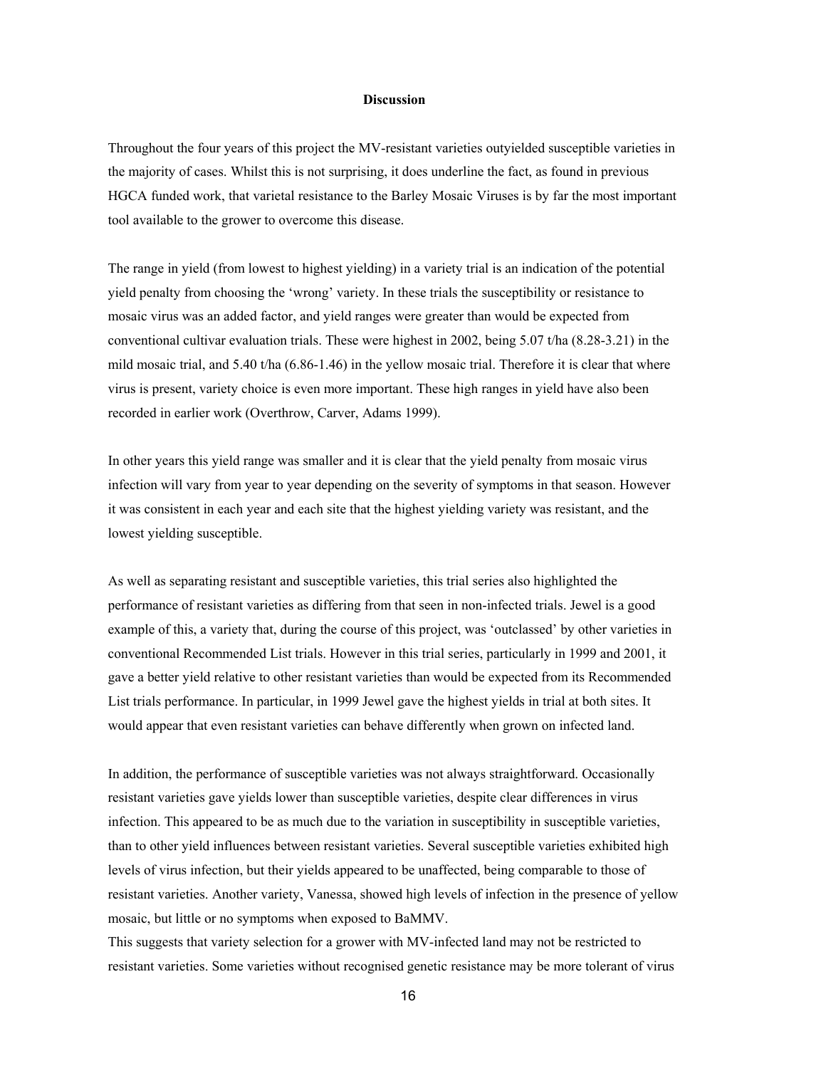## Discussion

Throughout the four years of this project the MV-resistant varieties outyielded susceptible varieties in the majority of cases. Whilst this is not surprising, it does underline the fact, as found in previous HGCA funded work, that varietal resistance to the Barley Mosaic Viruses is by far the most important tool available to the grower to overcome this disease.

The range in yield (from lowest to highest yielding) in a variety trial is an indication of the potential yield penalty from choosing the 'wrong' variety. In these trials the susceptibility or resistance to mosaic virus was an added factor, and yield ranges were greater than would be expected from conventional cultivar evaluation trials. These were highest in 2002, being 5.07 t/ha (8.28-3.21) in the mild mosaic trial, and 5.40 t/ha (6.86-1.46) in the yellow mosaic trial. Therefore it is clear that where virus is present, variety choice is even more important. These high ranges in yield have also been recorded in earlier work (Overthrow, Carver, Adams 1999).

In other years this yield range was smaller and it is clear that the yield penalty from mosaic virus infection will vary from year to year depending on the severity of symptoms in that season. However it was consistent in each year and each site that the highest yielding variety was resistant, and the lowest yielding susceptible.

As well as separating resistant and susceptible varieties, this trial series also highlighted the performance of resistant varieties as differing from that seen in non-infected trials. Jewel is a good example of this, a variety that, during the course of this project, was 'outclassed' by other varieties in conventional Recommended List trials. However in this trial series, particularly in 1999 and 2001, it gave a better yield relative to other resistant varieties than would be expected from its Recommended List trials performance. In particular, in 1999 Jewel gave the highest yields in trial at both sites. It would appear that even resistant varieties can behave differently when grown on infected land.

In addition, the performance of susceptible varieties was not always straightforward. Occasionally resistant varieties gave yields lower than susceptible varieties, despite clear differences in virus infection. This appeared to be as much due to the variation in susceptibility in susceptible varieties, than to other yield influences between resistant varieties. Several susceptible varieties exhibited high levels of virus infection, but their yields appeared to be unaffected, being comparable to those of resistant varieties. Another variety, Vanessa, showed high levels of infection in the presence of yellow mosaic, but little or no symptoms when exposed to BaMMV.

This suggests that variety selection for a grower with MV-infected land may not be restricted to resistant varieties. Some varieties without recognised genetic resistance may be more tolerant of virus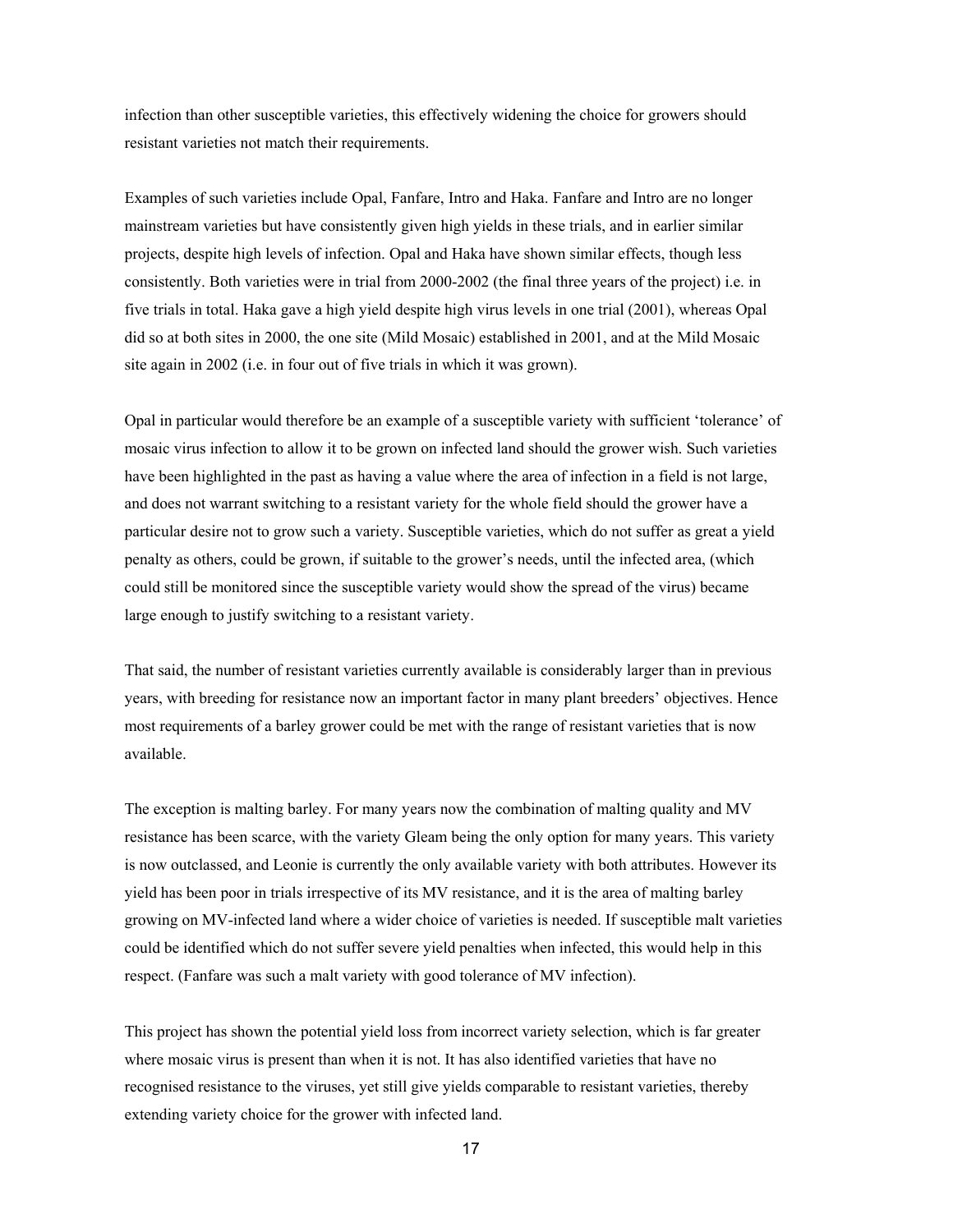infection than other susceptible varieties, this effectively widening the choice for growers should resistant varieties not match their requirements.

Examples of such varieties include Opal, Fanfare, Intro and Haka. Fanfare and Intro are no longer mainstream varieties but have consistently given high yields in these trials, and in earlier similar projects, despite high levels of infection. Opal and Haka have shown similar effects, though less consistently. Both varieties were in trial from 2000-2002 (the final three years of the project) i.e. in five trials in total. Haka gave a high yield despite high virus levels in one trial (2001), whereas Opal did so at both sites in 2000, the one site (Mild Mosaic) established in 2001, and at the Mild Mosaic site again in 2002 (i.e. in four out of five trials in which it was grown).

Opal in particular would therefore be an example of a susceptible variety with sufficient 'tolerance' of mosaic virus infection to allow it to be grown on infected land should the grower wish. Such varieties have been highlighted in the past as having a value where the area of infection in a field is not large, and does not warrant switching to a resistant variety for the whole field should the grower have a particular desire not to grow such a variety. Susceptible varieties, which do not suffer as great a yield penalty as others, could be grown, if suitable to the grower's needs, until the infected area, (which could still be monitored since the susceptible variety would show the spread of the virus) became large enough to justify switching to a resistant variety.

That said, the number of resistant varieties currently available is considerably larger than in previous years, with breeding for resistance now an important factor in many plant breeders' objectives. Hence most requirements of a barley grower could be met with the range of resistant varieties that is now available.

The exception is malting barley. For many years now the combination of malting quality and MV resistance has been scarce, with the variety Gleam being the only option for many years. This variety is now outclassed, and Leonie is currently the only available variety with both attributes. However its yield has been poor in trials irrespective of its MV resistance, and it is the area of malting barley growing on MV-infected land where a wider choice of varieties is needed. If susceptible malt varieties could be identified which do not suffer severe yield penalties when infected, this would help in this respect. (Fanfare was such a malt variety with good tolerance of MV infection).

This project has shown the potential yield loss from incorrect variety selection, which is far greater where mosaic virus is present than when it is not. It has also identified varieties that have no recognised resistance to the viruses, yet still give yields comparable to resistant varieties, thereby extending variety choice for the grower with infected land.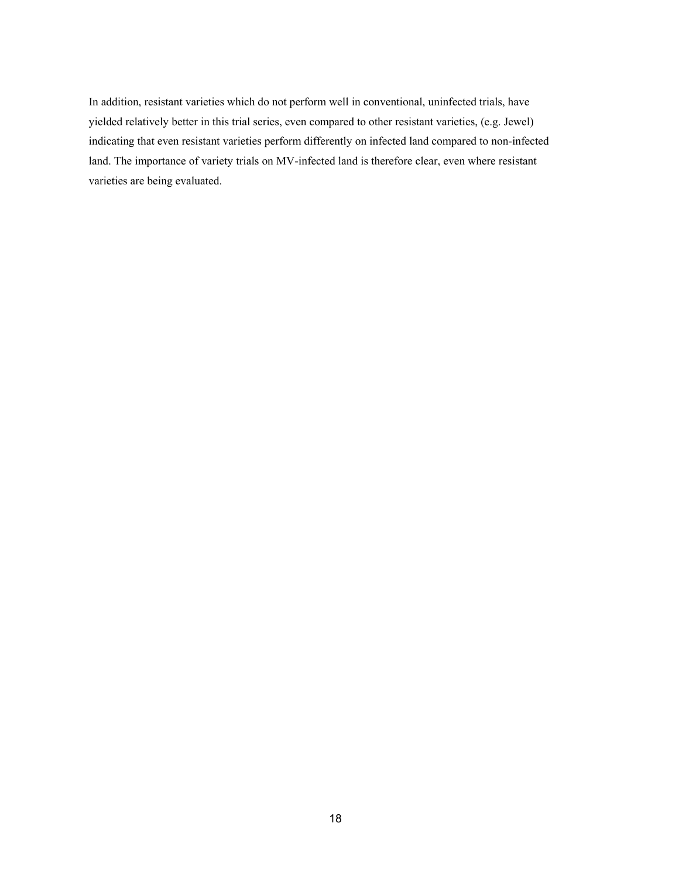In addition, resistant varieties which do not perform well in conventional, uninfected trials, have yielded relatively better in this trial series, even compared to other resistant varieties, (e.g. Jewel) indicating that even resistant varieties perform differently on infected land compared to non-infected land. The importance of variety trials on MV-infected land is therefore clear, even where resistant varieties are being evaluated.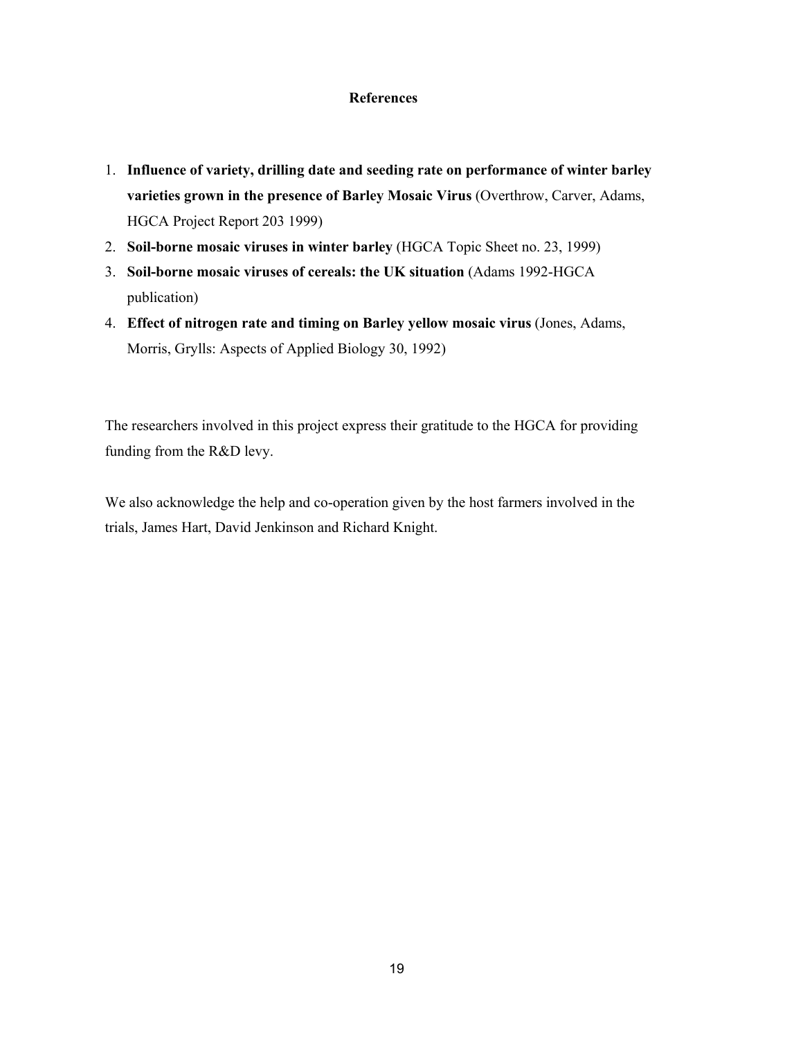## References

1. **Influence of variety, drilling date and seeding rate on performance of winter barley varieties grown in the presence of Barley Mosaic Virus** (Overthrow, Carver, Adams, HGCA Project Report 203 1999)
2. **Soil-borne mosaic viruses in winter barley** (HGCA Topic Sheet no. 23, 1999)
3. **Soil-borne mosaic viruses of cereals: the UK situation** (Adams 1992-HGCA publication)
4. **Effect of nitrogen rate and timing on Barley yellow mosaic virus** (Jones, Adams, Morris, Grylls: Aspects of Applied Biology 30, 1992)

The researchers involved in this project express their gratitude to the HGCA for providing funding from the R&D levy.

We also acknowledge the help and co-operation given by the host farmers involved in the trials, James Hart, David Jenkinson and Richard Knight.